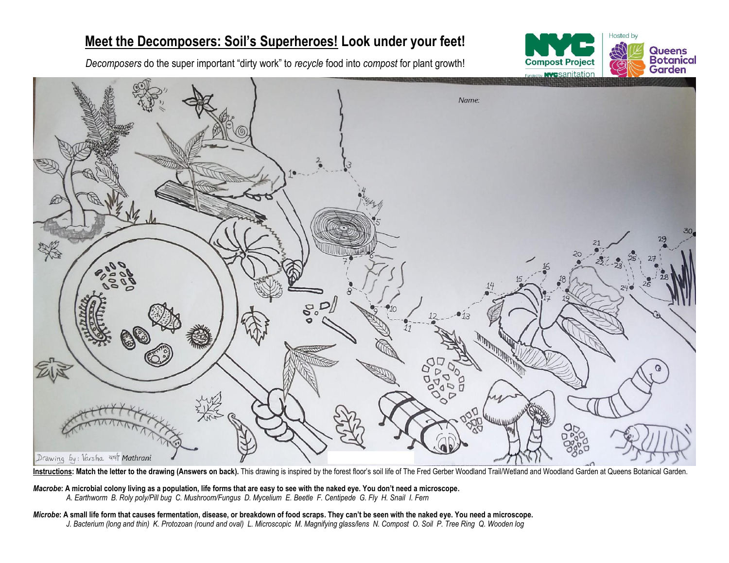# **Meet the Decomposers: Soil's Superheroes!** Look under your feet!

*Decomposers* do the super important "dirty work" to *recycle* food into *compost* for plant growth!

Name:

Drawing by: Varsha वर्षा Mathrani

**Instructions: Match the letter to the drawing (Answers on back).** This drawing is inspired by the forest floor's soil life of The Fred Gerber Woodland Trail/Wetland and Woodland Garden at Queens Botanical Garden.

***Macrobe*: A microbial colony living as a population, life forms that are easy to see with the naked eye. You don't need a microscope.**

*A. Earthworm B. Roly poly/Pill bug C. Mushroom/Fungus D. Mycelium E. Beetle F. Centipede G. Fly H. Snail I. Fern*

***Microbe*: A small life form that causes fermentation, disease, or breakdown of food scraps. They can't be seen with the naked eye. You need a microscope.**

*J. Bacterium (long and thin) K. Protozoan (round and oval) L. Microscopic M. Magnifying glass/lens N. Compost O. Soil P. Tree Ring Q. Wooden log*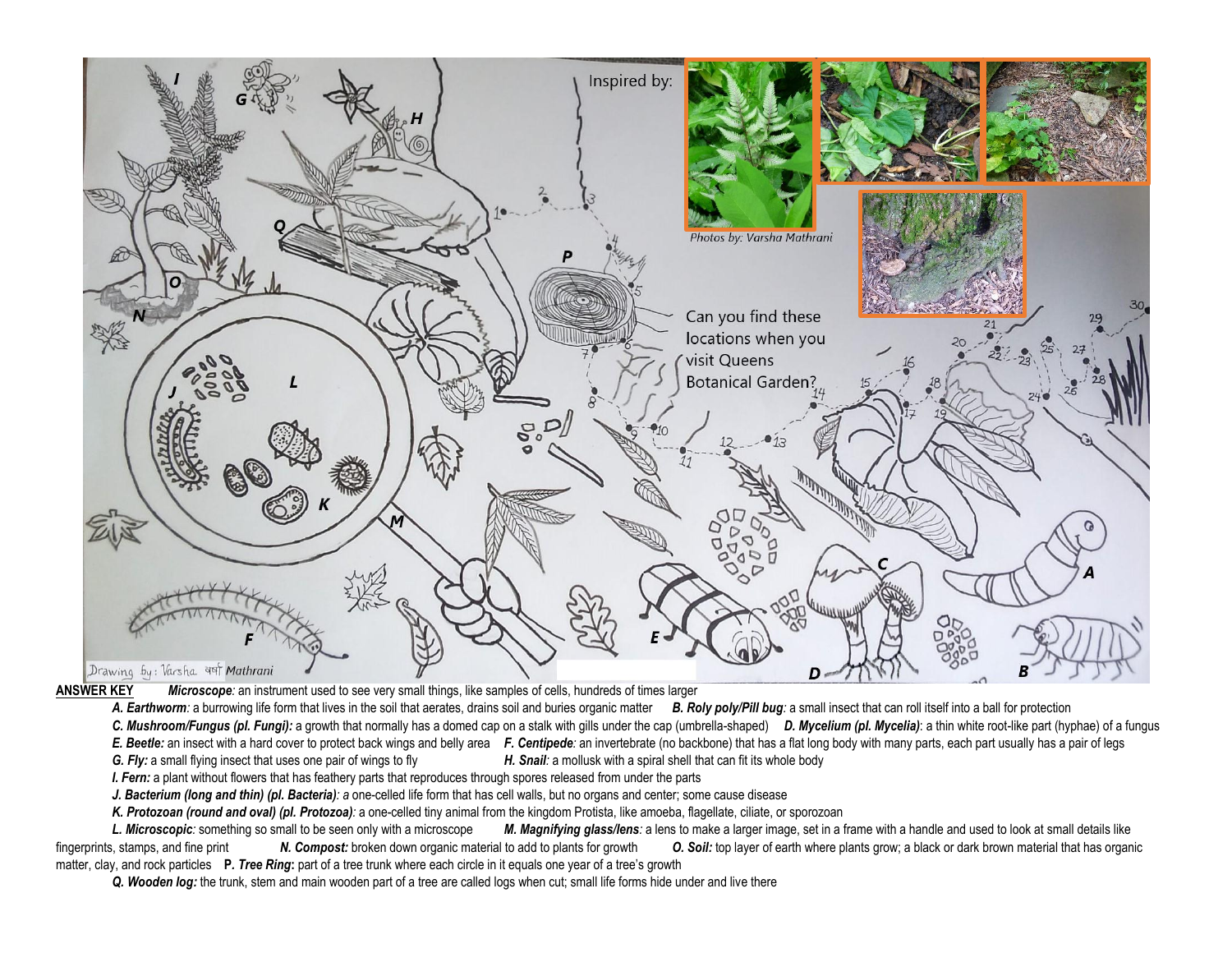Inspired by:

Photos by: Varsha Mathrani

Can you find these locations when you visit Queens Botanical Garden?

Drawing by: Varsha वर्षा Mathrani

**ANSWER KEY** ***Microscope****:* an instrument used to see very small things, like samples of cells, hundreds of times larger

***A. Earthworm****:* a burrowing life form that lives in the soil that aerates, drains soil and buries organic matter ***B. Roly poly/Pill bug****:* a small insect that can roll itself into a ball for protection

***C. Mushroom/Fungus (pl. Fungi):*** a growth that normally has a domed cap on a stalk with gills under the cap (umbrella-shaped) ***D. Mycelium (pl. Mycelia)***: a thin white root-like part (hyphae) of a fungus

***E. Beetle:*** an insect with a hard cover to protect back wings and belly area ***F. Centipede****:* an invertebrate (no backbone) that has a flat long body with many parts, each part usually has a pair of legs

***G. Fly:*** a small flying insect that uses one pair of wings to fly ***H. Snail****:* a mollusk with a spiral shell that can fit its whole body

***I. Fern:*** a plant without flowers that has feathery parts that reproduces through spores released from under the parts

***J. Bacterium (long and thin) (pl. Bacteria)****: a* one-celled life form that has cell walls, but no organs and center; some cause disease

***K. Protozoan (round and oval) (pl. Protozoa)****:* a one-celled tiny animal from the kingdom Protista, like amoeba, flagellate, ciliate, or sporozoan

***L. Microscopic****:* something so small to be seen only with a microscope ***M. Magnifying glass/lens****:* a lens to make a larger image, set in a frame with a handle and used to look at small details like fingerprints, stamps, and fine print ***N. Compost:*** broken down organic material to add to plants for growth ***O. Soil:*** top layer of earth where plants grow; a black or dark brown material that has organic matter, clay, and rock particles **P.** ***Tree Ring*****:** part of a tree trunk where each circle in it equals one year of a tree's growth

***Q. Wooden log:*** the trunk, stem and main wooden part of a tree are called logs when cut; small life forms hide under and live there